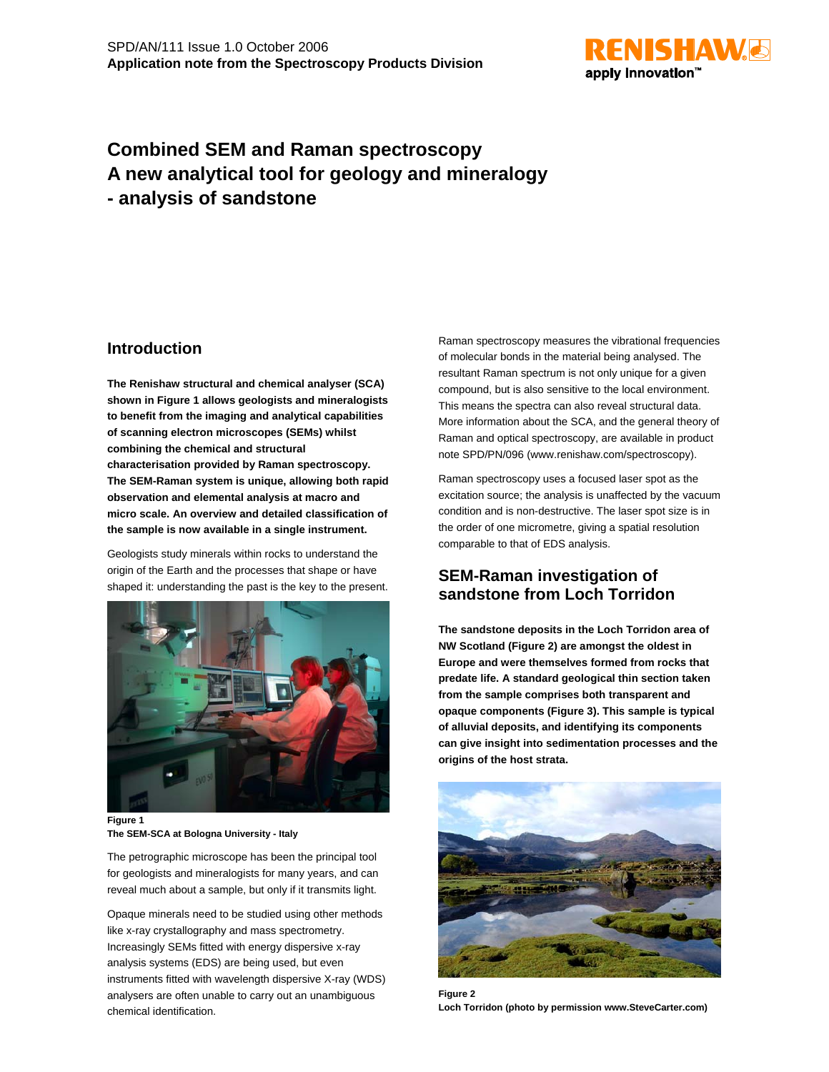SPD/AN/111 Issue 1.0 October 2006
**Application note from the Spectroscopy Products Division**

# Combined SEM and Raman spectroscopy
# A new analytical tool for geology and mineralogy
# - analysis of sandstone

## Introduction

**The Renishaw structural and chemical analyser (SCA) shown in Figure 1 allows geologists and mineralogists to benefit from the imaging and analytical capabilities of scanning electron microscopes (SEMs) whilst combining the chemical and structural characterisation provided by Raman spectroscopy. The SEM-Raman system is unique, allowing both rapid observation and elemental analysis at macro and micro scale. An overview and detailed classification of the sample is now available in a single instrument.**

Geologists study minerals within rocks to understand the origin of the Earth and the processes that shape or have shaped it: understanding the past is the key to the present.

**Figure 1**
**The SEM-SCA at Bologna University - Italy**

The petrographic microscope has been the principal tool for geologists and mineralogists for many years, and can reveal much about a sample, but only if it transmits light.

Opaque minerals need to be studied using other methods like x-ray crystallography and mass spectrometry. Increasingly SEMs fitted with energy dispersive x-ray analysis systems (EDS) are being used, but even instruments fitted with wavelength dispersive X-ray (WDS) analysers are often unable to carry out an unambiguous chemical identification.

Raman spectroscopy measures the vibrational frequencies of molecular bonds in the material being analysed. The resultant Raman spectrum is not only unique for a given compound, but is also sensitive to the local environment. This means the spectra can also reveal structural data. More information about the SCA, and the general theory of Raman and optical spectroscopy, are available in product note SPD/PN/096 (www.renishaw.com/spectroscopy).

Raman spectroscopy uses a focused laser spot as the excitation source; the analysis is unaffected by the vacuum condition and is non-destructive. The laser spot size is in the order of one micrometre, giving a spatial resolution comparable to that of EDS analysis.

## SEM-Raman investigation of sandstone from Loch Torridon

**The sandstone deposits in the Loch Torridon area of NW Scotland (Figure 2) are amongst the oldest in Europe and were themselves formed from rocks that predate life. A standard geological thin section taken from the sample comprises both transparent and opaque components (Figure 3). This sample is typical of alluvial deposits, and identifying its components can give insight into sedimentation processes and the origins of the host strata.**

**Figure 2**
**Loch Torridon (photo by permission www.SteveCarter.com)**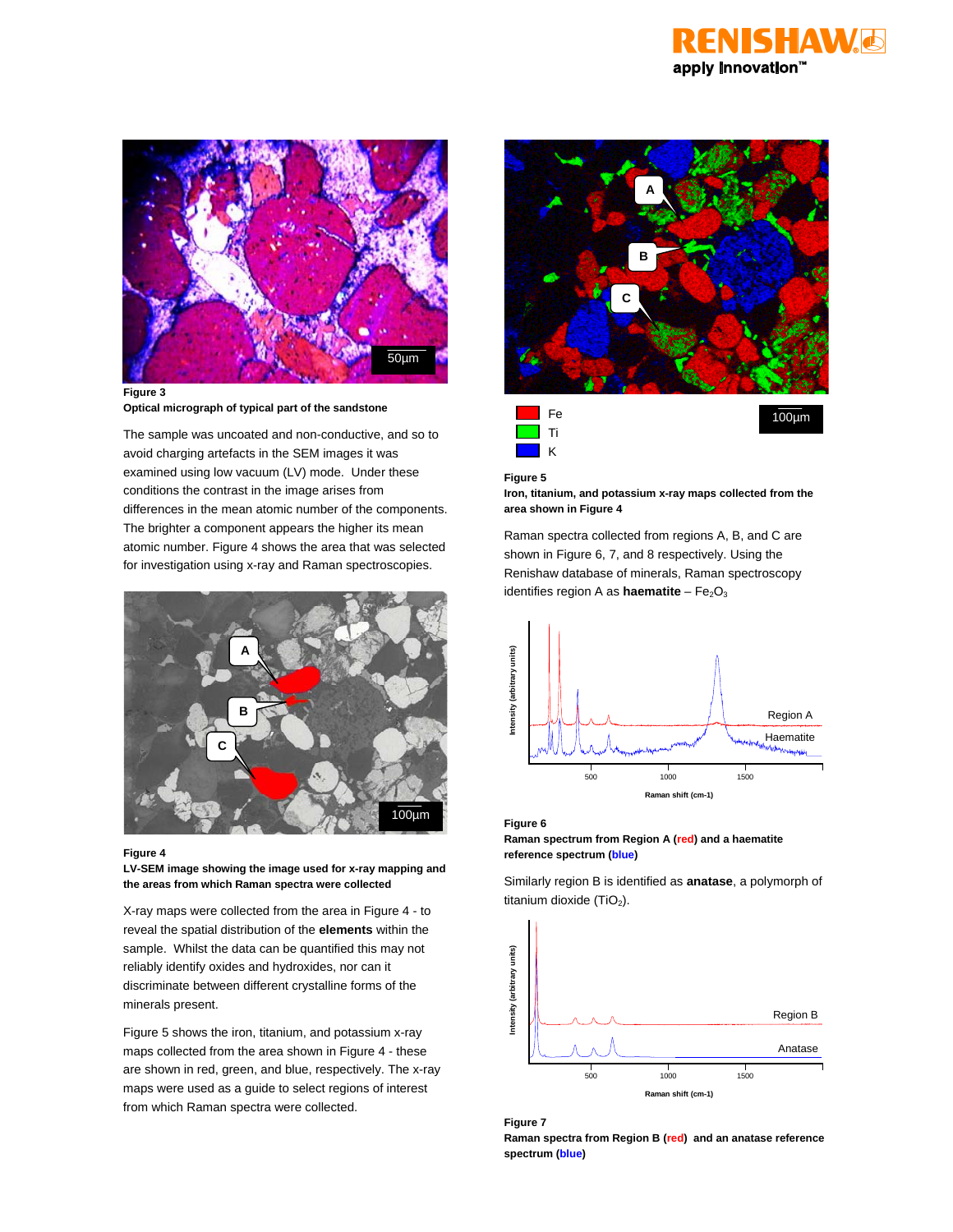**Figure 3**

**Optical micrograph of typical part of the sandstone**

The sample was uncoated and non-conductive, and so to avoid charging artefacts in the SEM images it was examined using low vacuum (LV) mode. Under these conditions the contrast in the image arises from differences in the mean atomic number of the components. The brighter a component appears the higher its mean atomic number. Figure 4 shows the area that was selected for investigation using x-ray and Raman spectroscopies.

**Figure 4**

**LV-SEM image showing the image used for x-ray mapping and the areas from which Raman spectra were collected**

X-ray maps were collected from the area in Figure 4 - to reveal the spatial distribution of the **elements** within the sample. Whilst the data can be quantified this may not reliably identify oxides and hydroxides, nor can it discriminate between different crystalline forms of the minerals present.

Figure 5 shows the iron, titanium, and potassium x-ray maps collected from the area shown in Figure 4 - these are shown in red, green, and blue, respectively. The x-ray maps were used as a guide to select regions of interest from which Raman spectra were collected.

**Figure 5**

**Iron, titanium, and potassium x-ray maps collected from the area shown in Figure 4**

Raman spectra collected from regions A, B, and C are shown in Figure 6, 7, and 8 respectively. Using the Renishaw database of minerals, Raman spectroscopy identifies region A as **haematite** – $Fe_2O_3$

**Figure 6**

**Raman spectrum from Region A (red) and a haematite reference spectrum (blue)**

Similarly region B is identified as **anatase**, a polymorph of titanium dioxide ($TiO_2$).

**Figure 7**

**Raman spectra from Region B (red) and an anatase reference spectrum (blue)**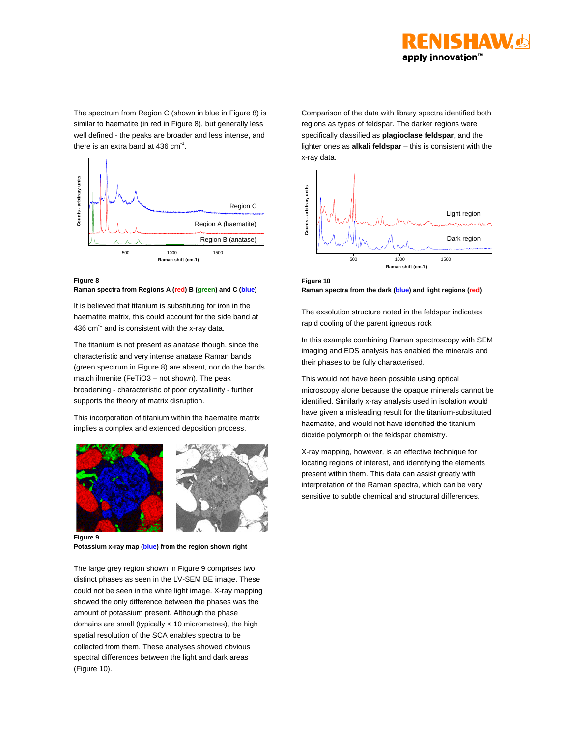The spectrum from Region C (shown in blue in Figure 8) is similar to haematite (in red in Figure 8), but generally less well defined - the peaks are broader and less intense, and there is an extra band at 436 $cm^{-1}$.

**Figure 8**
**Raman spectra from Regions A (red) B (green) and C (blue)**

It is believed that titanium is substituting for iron in the haematite matrix, this could account for the side band at 436 $cm^{-1}$ and is consistent with the x-ray data.

The titanium is not present as anatase though, since the characteristic and very intense anatase Raman bands (green spectrum in Figure 8) are absent, nor do the bands match ilmenite ($FeTiO_3$ – not shown). The peak broadening - characteristic of poor crystallinity - further supports the theory of matrix disruption.

This incorporation of titanium within the haematite matrix implies a complex and extended deposition process.

**Figure 9**
**Potassium x-ray map (blue) from the region shown right**

The large grey region shown in Figure 9 comprises two distinct phases as seen in the LV-SEM BE image. These could not be seen in the white light image. X-ray mapping showed the only difference between the phases was the amount of potassium present. Although the phase domains are small (typically < 10 micrometres), the high spatial resolution of the SCA enables spectra to be collected from them. These analyses showed obvious spectral differences between the light and dark areas (Figure 10).

Comparison of the data with library spectra identified both regions as types of feldspar. The darker regions were specifically classified as **plagioclase feldspar**, and the lighter ones as **alkali feldspar** – this is consistent with the x-ray data.

**Figure 10**
**Raman spectra from the dark (blue) and light regions (red)**

The exsolution structure noted in the feldspar indicates rapid cooling of the parent igneous rock

In this example combining Raman spectroscopy with SEM imaging and EDS analysis has enabled the minerals and their phases to be fully characterised.

This would not have been possible using optical microscopy alone because the opaque minerals cannot be identified. Similarly x-ray analysis used in isolation would have given a misleading result for the titanium-substituted haematite, and would not have identified the titanium dioxide polymorph or the feldspar chemistry.

X-ray mapping, however, is an effective technique for locating regions of interest, and identifying the elements present within them. This data can assist greatly with interpretation of the Raman spectra, which can be very sensitive to subtle chemical and structural differences.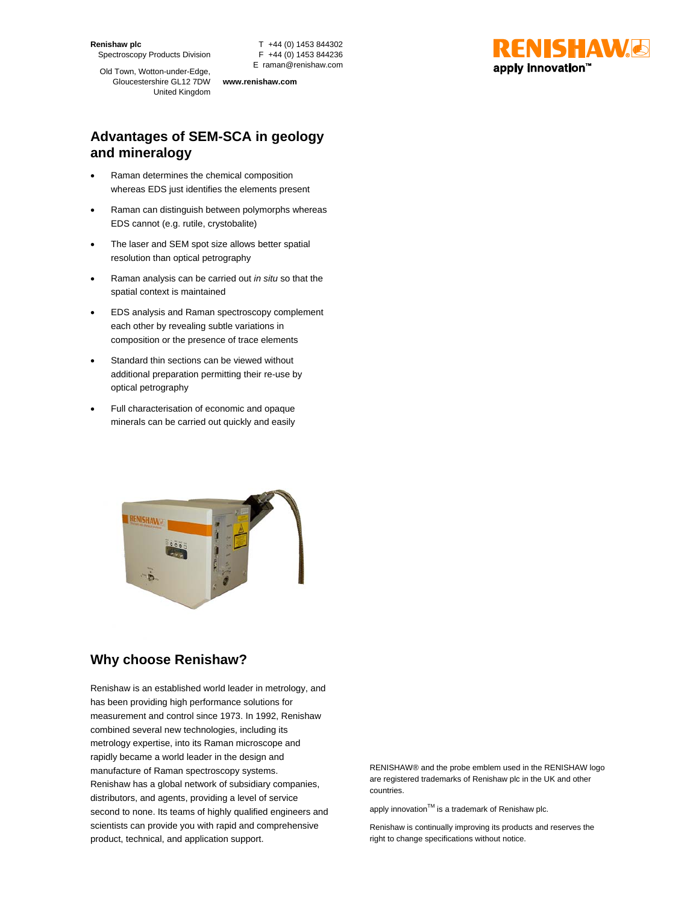**Renishaw plc**
Spectroscopy Products Division

Old Town, Wotton-under-Edge,
Gloucestershire GL12 7DW
United Kingdom

T +44 (0) 1453 844302
F +44 (0) 1453 844236
E raman@renishaw.com

**www.renishaw.com**

## Advantages of SEM-SCA in geology and mineralogy

- Raman determines the chemical composition whereas EDS just identifies the elements present
- Raman can distinguish between polymorphs whereas EDS cannot (e.g. rutile, crystobalite)
- The laser and SEM spot size allows better spatial resolution than optical petrography
- Raman analysis can be carried out *in situ* so that the spatial context is maintained
- EDS analysis and Raman spectroscopy complement each other by revealing subtle variations in composition or the presence of trace elements
- Standard thin sections can be viewed without additional preparation permitting their re-use by optical petrography
- Full characterisation of economic and opaque minerals can be carried out quickly and easily

## Why choose Renishaw?

Renishaw is an established world leader in metrology, and has been providing high performance solutions for measurement and control since 1973. In 1992, Renishaw combined several new technologies, including its metrology expertise, into its Raman microscope and rapidly became a world leader in the design and manufacture of Raman spectroscopy systems. Renishaw has a global network of subsidiary companies, distributors, and agents, providing a level of service second to none. Its teams of highly qualified engineers and scientists can provide you with rapid and comprehensive product, technical, and application support.

RENISHAW® and the probe emblem used in the RENISHAW logo are registered trademarks of Renishaw plc in the UK and other countries.

apply innovation™ is a trademark of Renishaw plc.

Renishaw is continually improving its products and reserves the right to change specifications without notice.